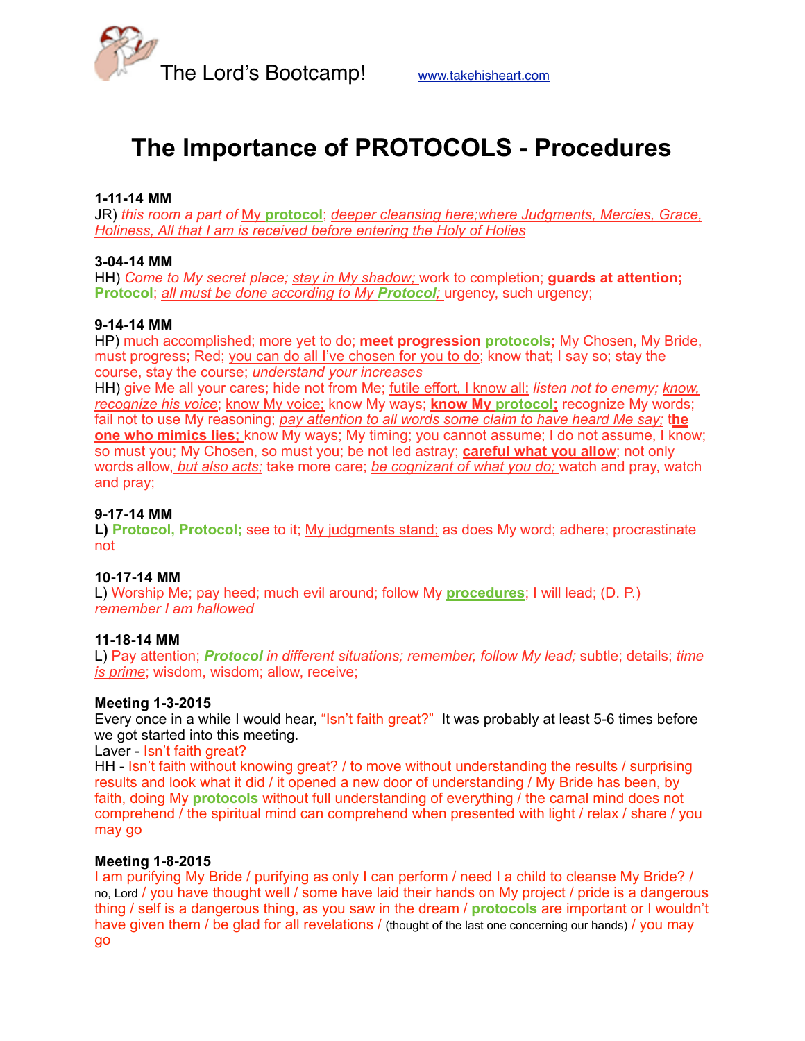The Lord's Bootcamp! www.takehisheart.com

# The Importance of PROTOCOLS - Procedures

**1-11-14 MM**
JR) *this room a part of* My **protocol**; *deeper cleansing here;where Judgments, Mercies, Grace, Holiness, All that I am is received before entering the Holy of Holies*

**3-04-14 MM**
HH) *Come to My secret place; stay in My shadow;* work to completion; **guards at attention; Protocol**; *all must be done according to My* ***Protocol;*** urgency, such urgency;

**9-14-14 MM**
HP) much accomplished; more yet to do; **meet progression protocols;** My Chosen, My Bride, must progress; Red; you can do all I've chosen for you to do; know that; I say so; stay the course, stay the course; *understand your increases*
HH) give Me all your cares; hide not from Me; futile effort, I know all; *listen not to enemy; know, recognize his voice*; know My voice; know My ways; **know My protocol;** recognize My words; fail not to use My reasoning; *pay attention to all words some claim to have heard Me say;* t**he one who mimics lies;** know My ways; My timing; you cannot assume; I do not assume, I know; so must you; My Chosen, so must you; be not led astray; **careful what you allow**; not only words allow, *but also acts;* take more care; *be cognizant of what you do;* watch and pray, watch and pray;

**9-17-14 MM**
**L) Protocol, Protocol;** see to it; My judgments stand; as does My word; adhere; procrastinate not

**10-17-14 MM**
L) Worship Me; pay heed; much evil around; follow My **procedures**; I will lead; (D. P.) *remember I am hallowed*

**11-18-14 MM**
L) Pay attention; ***Protocol*** *in different situations; remember, follow My lead;* subtle; details; *time is prime*; wisdom, wisdom; allow, receive;

**Meeting 1-3-2015**
Every once in a while I would hear, "Isn't faith great?" It was probably at least 5-6 times before we got started into this meeting.
Laver - Isn't faith great?
HH - Isn't faith without knowing great? / to move without understanding the results / surprising results and look what it did / it opened a new door of understanding / My Bride has been, by faith, doing My **protocols** without full understanding of everything / the carnal mind does not comprehend / the spiritual mind can comprehend when presented with light / relax / share / you may go

**Meeting 1-8-2015**
I am purifying My Bride / purifying as only I can perform / need I a child to cleanse My Bride? / no, Lord / you have thought well / some have laid their hands on My project / pride is a dangerous thing / self is a dangerous thing, as you saw in the dream / **protocols** are important or I wouldn't have given them / be glad for all revelations / (thought of the last one concerning our hands) / you may go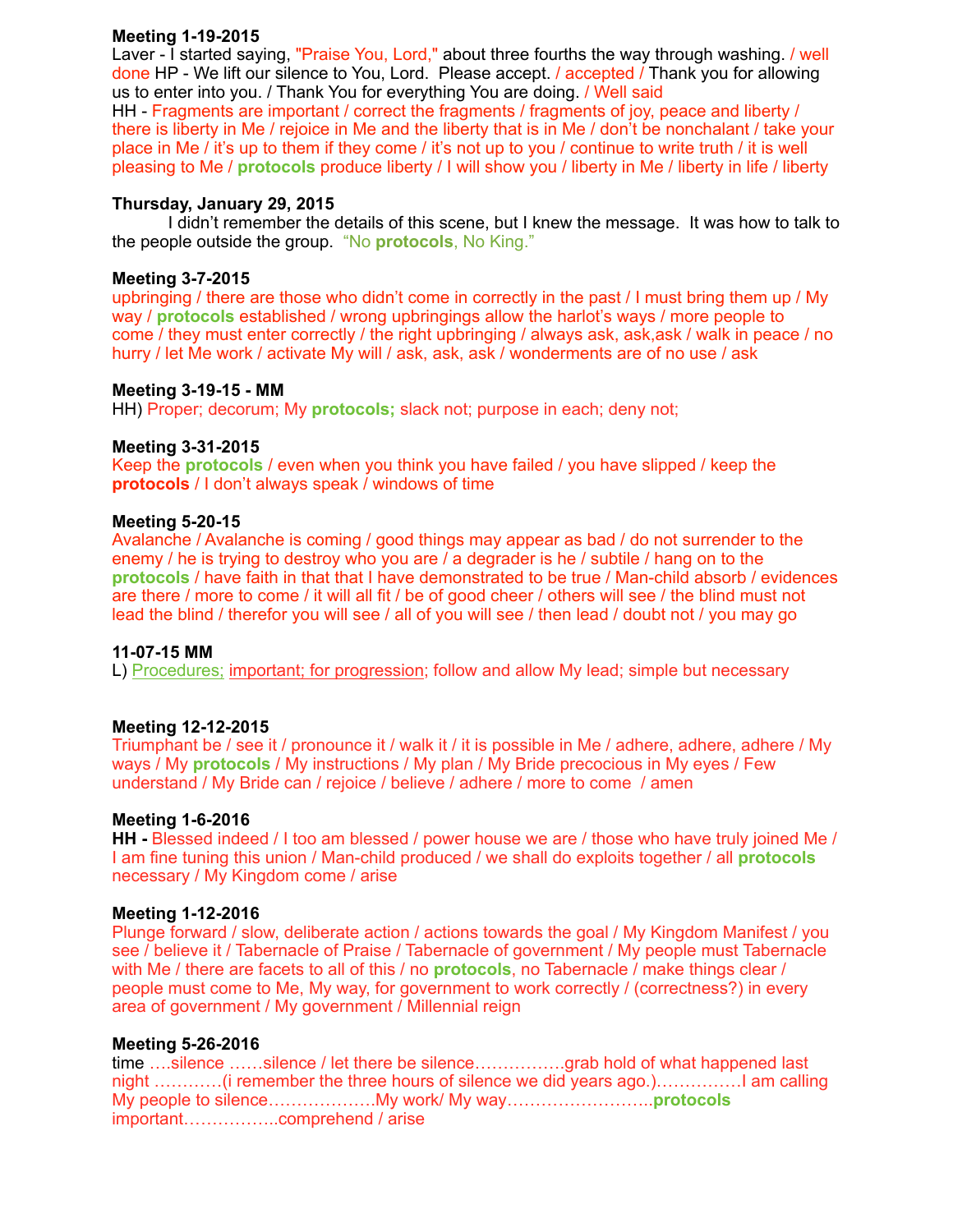**Meeting 1-19-2015**
Laver - I started saying, "Praise You, Lord," about three fourths the way through washing. / well done HP - We lift our silence to You, Lord. Please accept. / accepted / Thank you for allowing us to enter into you. / Thank You for everything You are doing. / Well said
HH - Fragments are important / correct the fragments / fragments of joy, peace and liberty / there is liberty in Me / rejoice in Me and the liberty that is in Me / don't be nonchalant / take your place in Me / it's up to them if they come / it's not up to you / continue to write truth / it is well pleasing to Me / **protocols** produce liberty / I will show you / liberty in Me / liberty in life / liberty

**Thursday, January 29, 2015**
I didn't remember the details of this scene, but I knew the message. It was how to talk to the people outside the group. "No **protocols**, No King."

**Meeting 3-7-2015**
upbringing / there are those who didn't come in correctly in the past / I must bring them up / My way / **protocols** established / wrong upbringings allow the harlot's ways / more people to come / they must enter correctly / the right upbringing / always ask, ask,ask / walk in peace / no hurry / let Me work / activate My will / ask, ask, ask / wonderments are of no use / ask

**Meeting 3-19-15 - MM**
HH) Proper; decorum; My **protocols;** slack not; purpose in each; deny not;

**Meeting 3-31-2015**
Keep the **protocols** / even when you think you have failed / you have slipped / keep the **protocols** / I don't always speak / windows of time

**Meeting 5-20-15**
Avalanche / Avalanche is coming / good things may appear as bad / do not surrender to the enemy / he is trying to destroy who you are / a degrader is he / subtile / hang on to the **protocols** / have faith in that that I have demonstrated to be true / Man-child absorb / evidences are there / more to come / it will all fit / be of good cheer / others will see / the blind must not lead the blind / therefor you will see / all of you will see / then lead / doubt not / you may go

**11-07-15 MM**
L) Procedures; important; for progression; follow and allow My lead; simple but necessary

**Meeting 12-12-2015**
Triumphant be / see it / pronounce it / walk it / it is possible in Me / adhere, adhere, adhere / My ways / My **protocols** / My instructions / My plan / My Bride precocious in My eyes / Few understand / My Bride can / rejoice / believe / adhere / more to come / amen

**Meeting 1-6-2016**
**HH -** Blessed indeed / I too am blessed / power house we are / those who have truly joined Me / I am fine tuning this union / Man-child produced / we shall do exploits together / all **protocols** necessary / My Kingdom come / arise

**Meeting 1-12-2016**
Plunge forward / slow, deliberate action / actions towards the goal / My Kingdom Manifest / you see / believe it / Tabernacle of Praise / Tabernacle of government / My people must Tabernacle with Me / there are facets to all of this / no **protocols**, no Tabernacle / make things clear / people must come to Me, My way, for government to work correctly / (correctness?) in every area of government / My government / Millennial reign

**Meeting 5-26-2016**
time ….silence ……silence / let there be silence…………….grab hold of what happened last night …………(i remember the three hours of silence we did years ago.)……………I am calling My people to silence……………….My work/ My way……………………..**protocols** important……………..comprehend / arise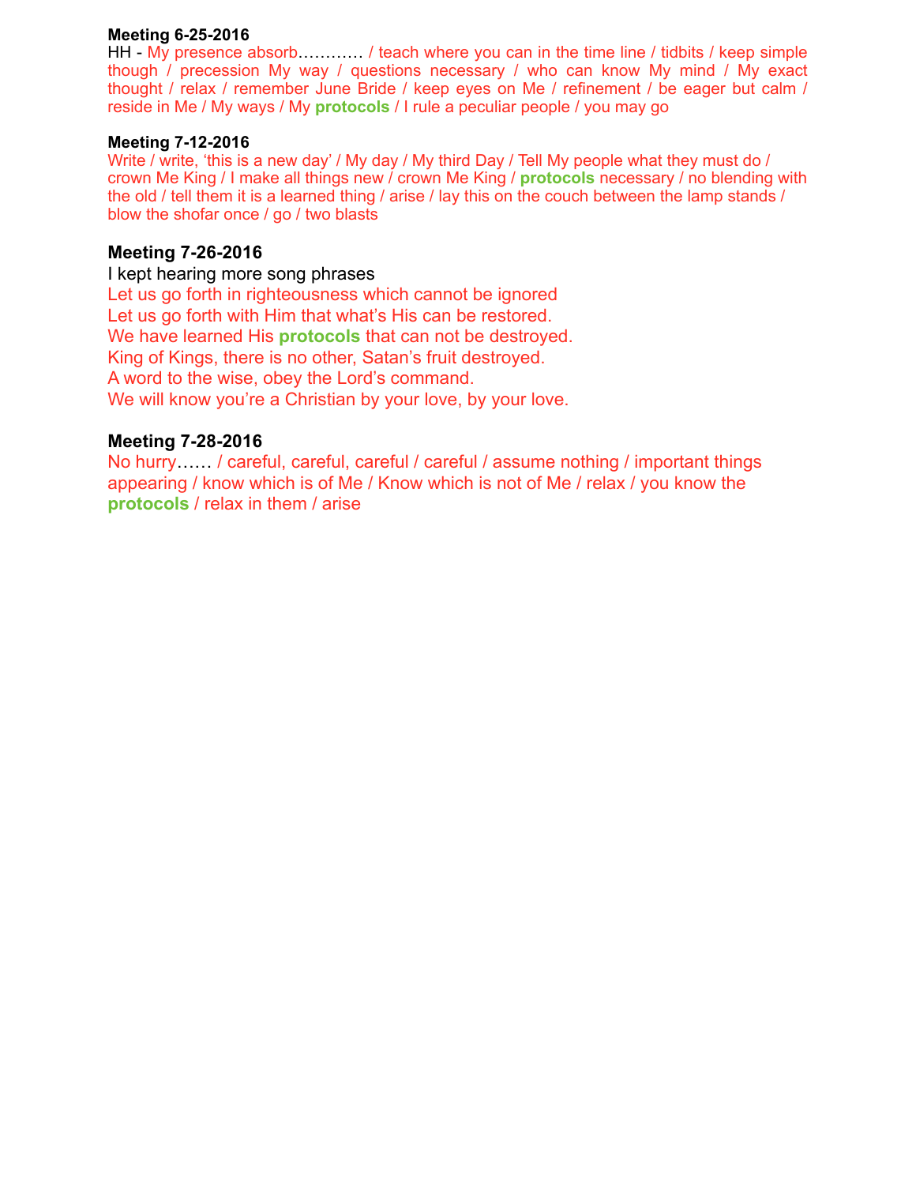**Meeting 6-25-2016**

HH - My presence absorb………… / teach where you can in the time line / tidbits / keep simple though / precession My way / questions necessary / who can know My mind / My exact thought / relax / remember June Bride / keep eyes on Me / refinement / be eager but calm / reside in Me / My ways / My **protocols** / I rule a peculiar people / you may go

**Meeting 7-12-2016**

Write / write, 'this is a new day' / My day / My third Day / Tell My people what they must do / crown Me King / I make all things new / crown Me King / **protocols** necessary / no blending with the old / tell them it is a learned thing / arise / lay this on the couch between the lamp stands / blow the shofar once / go / two blasts

**Meeting 7-26-2016**

I kept hearing more song phrases

Let us go forth in righteousness which cannot be ignored
Let us go forth with Him that what's His can be restored.
We have learned His **protocols** that can not be destroyed.
King of Kings, there is no other, Satan's fruit destroyed.
A word to the wise, obey the Lord's command.
We will know you're a Christian by your love, by your love.

**Meeting 7-28-2016**

No hurry…… / careful, careful, careful / careful / assume nothing / important things appearing / know which is of Me / Know which is not of Me / relax / you know the **protocols** / relax in them / arise